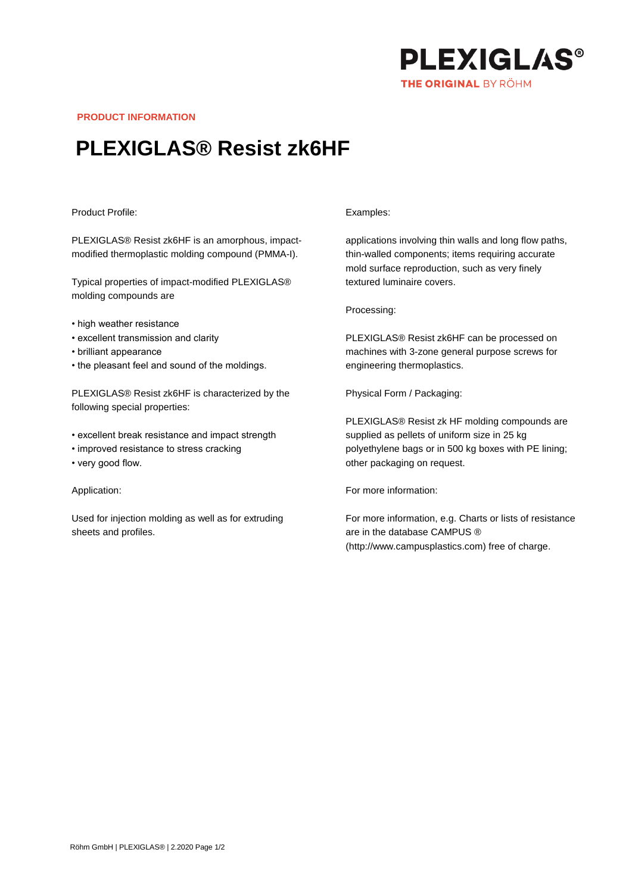PRODUCT INFORMATION

# PLEXIGLAS® Resist zk6HF

Product Profile:

PLEXIGLAS® Resist zk6HF is an amorphous, impact-modified thermoplastic molding compound (PMMA-I).

Typical properties of impact-modified PLEXIGLAS® molding compounds are

- high weather resistance
- excellent transmission and clarity
- brilliant appearance
- the pleasant feel and sound of the moldings.

PLEXIGLAS® Resist zk6HF is characterized by the following special properties:

- excellent break resistance and impact strength
- improved resistance to stress cracking
- very good flow.

Application:

Used for injection molding as well as for extruding sheets and profiles.

Examples:

applications involving thin walls and long flow paths, thin-walled components; items requiring accurate mold surface reproduction, such as very finely textured luminaire covers.

Processing:

PLEXIGLAS® Resist zk6HF can be processed on machines with 3-zone general purpose screws for engineering thermoplastics.

Physical Form / Packaging:

PLEXIGLAS® Resist zk HF molding compounds are supplied as pellets of uniform size in 25 kg polyethylene bags or in 500 kg boxes with PE lining; other packaging on request.

For more information:

For more information, e.g. Charts or lists of resistance are in the database CAMPUS ® (http://www.campusplastics.com) free of charge.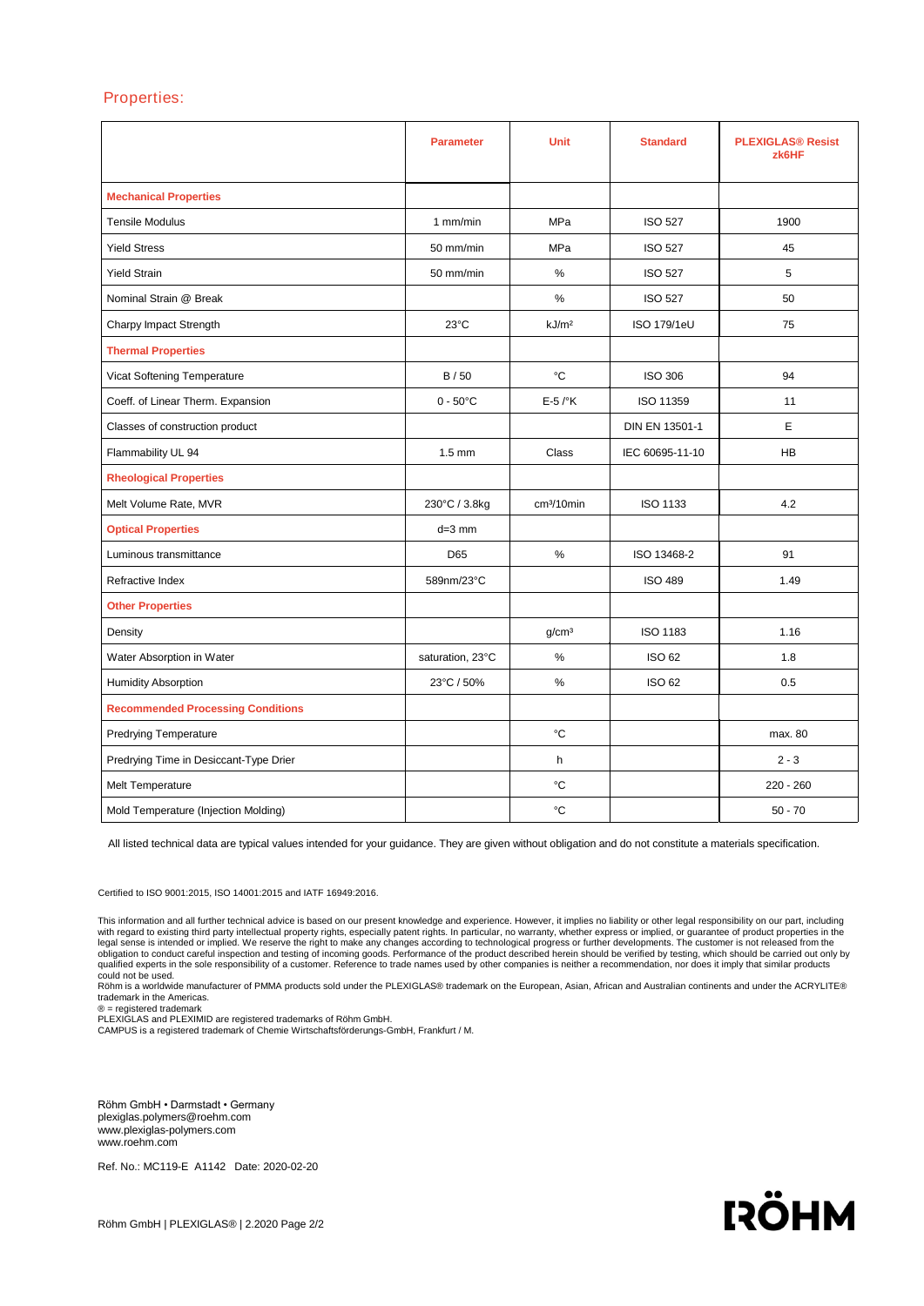## Properties:

| | Parameter | Unit | Standard | PLEXIGLAS® Resist zk6HF |
|---|---|---|---|---|
| **Mechanical Properties** | | | | |
| Tensile Modulus | 1 mm/min | MPa | ISO 527 | 1900 |
| Yield Stress | 50 mm/min | MPa | ISO 527 | 45 |
| Yield Strain | 50 mm/min | % | ISO 527 | 5 |
| Nominal Strain @ Break | | % | ISO 527 | 50 |
| Charpy Impact Strength | 23°C | kJ/m² | ISO 179/1eU | 75 |
| **Thermal Properties** | | | | |
| Vicat Softening Temperature | B / 50 | °C | ISO 306 | 94 |
| Coeff. of Linear Therm. Expansion | 0 - 50°C | E-5 /°K | ISO 11359 | 11 |
| Classes of construction product | | | DIN EN 13501-1 | E |
| Flammability UL 94 | 1.5 mm | Class | IEC 60695-11-10 | HB |
| **Rheological Properties** | | | | |
| Melt Volume Rate, MVR | 230°C / 3.8kg | cm³/10min | ISO 1133 | 4.2 |
| **Optical Properties** | d=3 mm | | | |
| Luminous transmittance | D65 | % | ISO 13468-2 | 91 |
| Refractive Index | 589nm/23°C | | ISO 489 | 1.49 |
| **Other Properties** | | | | |
| Density | | g/cm³ | ISO 1183 | 1.16 |
| Water Absorption in Water | saturation, 23°C | % | ISO 62 | 1.8 |
| Humidity Absorption | 23°C / 50% | % | ISO 62 | 0.5 |
| **Recommended Processing Conditions** | | | | |
| Predrying Temperature | | °C | | max. 80 |
| Predrying Time in Desiccant-Type Drier | | h | | 2 - 3 |
| Melt Temperature | | °C | | 220 - 260 |
| Mold Temperature (Injection Molding) | | °C | | 50 - 70 |

All listed technical data are typical values intended for your guidance. They are given without obligation and do not constitute a materials specification.

Certified to ISO 9001:2015, ISO 14001:2015 and IATF 16949:2016.

This information and all further technical advice is based on our present knowledge and experience. However, it implies no liability or other legal responsibility on our part, including with regard to existing third party intellectual property rights, especially patent rights. In particular, no warranty, whether express or implied, or guarantee of product properties in the legal sense is intended or implied. We reserve the right to make any changes according to technological progress or further developments. The customer is not released from the obligation to conduct careful inspection and testing of incoming goods. Performance of the product described herein should be verified by testing, which should be carried out only by qualified experts in the sole responsibility of a customer. Reference to trade names used by other companies is neither a recommendation, nor does it imply that similar products could not be used.
Röhm is a worldwide manufacturer of PMMA products sold under the PLEXIGLAS® trademark on the European, Asian, African and Australian continents and under the ACRYLITE® trademark in the Americas.
® = registered trademark
PLEXIGLAS and PLEXIMID are registered trademarks of Röhm GmbH.
CAMPUS is a registered trademark of Chemie Wirtschaftsförderungs-GmbH, Frankfurt / M.

Röhm GmbH • Darmstadt • Germany
plexiglas.polymers@roehm.com
www.plexiglas-polymers.com
www.roehm.com

Ref. No.: MC119-E A1142 Date: 2020-02-20